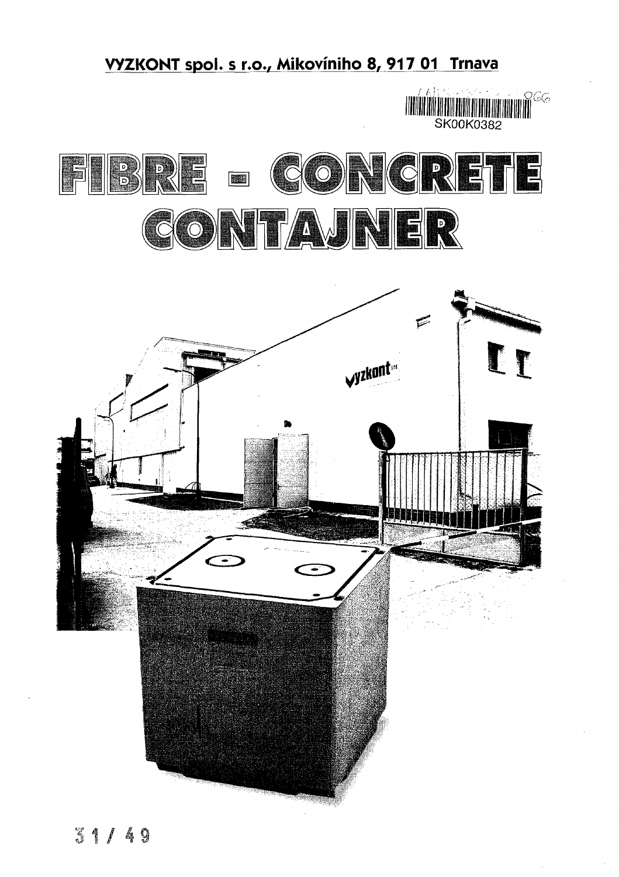**VYZKONT spol. s r.o., Mikovíniho 8, 917 01 Trnava**

SK00K0382

# FIBRE - CONCRETE CONTAJNER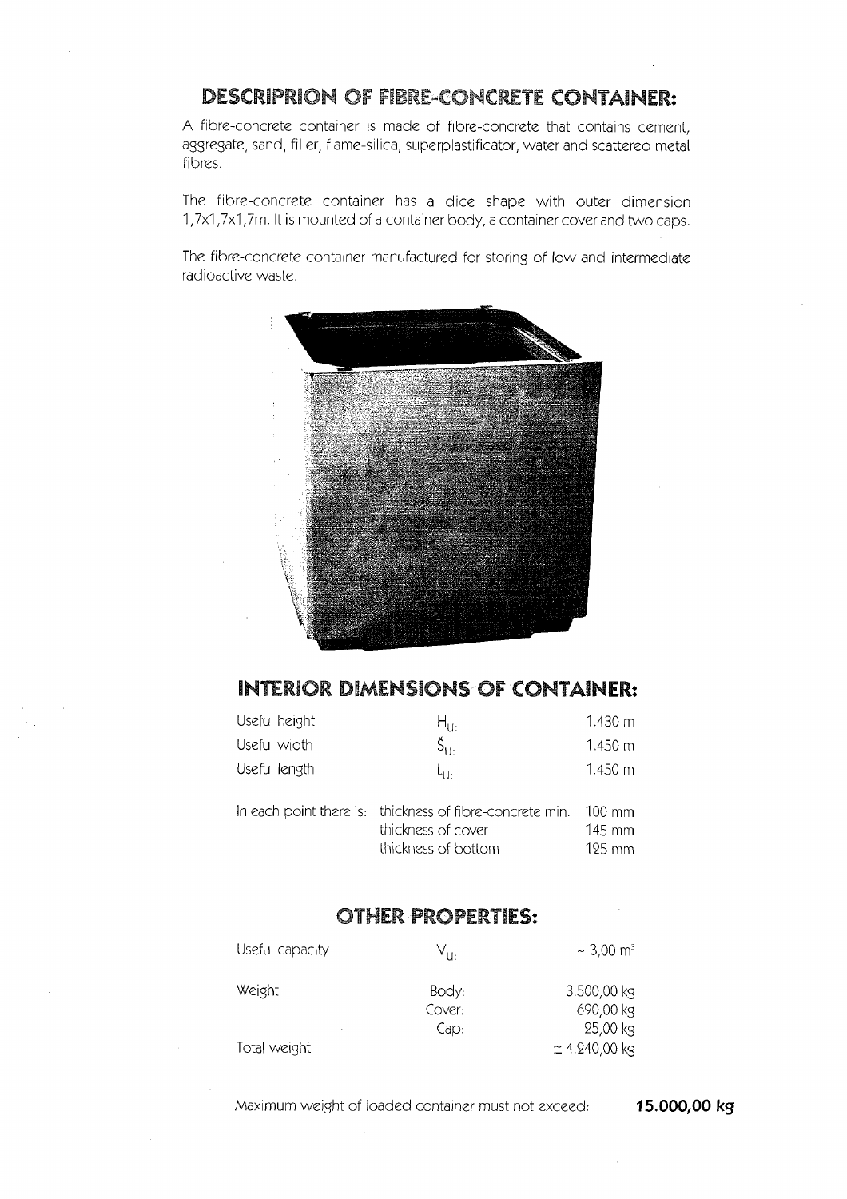## DESCRIPRION OF FIBRE-CONCRETE CONTAINER:

A fibre-concrete container is made of fibre-concrete that contains cement, aggregate, sand, filler, flame-silica, superplastificator, water and scattered metal fibres.

The fibre-concrete container has a dice shape with outer dimension 1,7x1,7x1,7m. It is mounted of a container body, a container cover and two caps.

The fibre-concrete container manufactured for storing of low and intermediate radioactive waste.

## INTERIOR DIMENSIONS OF CONTAINER:

| | | |
|---|---|---|
| Useful height | $H_{U:}$ | 1.430 m |
| Useful width | $Š_{U:}$ | 1.450 m |
| Useful length | $L_{U:}$ | 1.450 m |

| | | |
|---|---|---|
| In each point there is: | thickness of fibre-concrete min. | 100 mm |
| | thickness of cover | 145 mm |
| | thickness of bottom | 125 mm |

## OTHER PROPERTIES:

| | | |
|---|---|---|
| Useful capacity | $V_{U:}$ | ~ 3,00 m³ |
| Weight | Body: | 3.500,00 kg |
| | Cover: | 690,00 kg |
| | Cap: | 25,00 kg |
| Total weight | | ≅ 4.240,00 kg |

Maximum weight of loaded container must not exceed: **15.000,00 kg**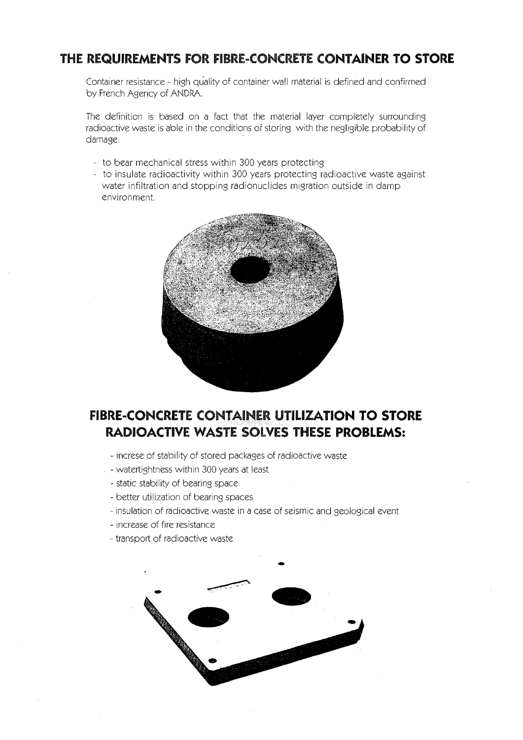## THE REQUIREMENTS FOR FIBRE-CONCRETE CONTAINER TO STORE

Container resistance - high quality of container wall material is defined and confirmed by French Agency of ANDRA.

The definition is based on a fact that the material layer completely surrounding radioactive waste is able in the conditions of storing with the negligible probability of damage:

- to bear mechanical stress within 300 years protecting
- to insulate radioactivity within 300 years protecting radioactive waste against water infiltration and stopping radionuclides migration outside in damp environment.

## FIBRE-CONCRETE CONTAINER UTILIZATION TO STORE RADIOACTIVE WASTE SOLVES THESE PROBLEMS:

- increse of stability of stored packages of radioactive waste
- watertightness within 300 years at least
- static stability of bearing space
- better utilization of bearing spaces
- insulation of radioactive waste in a case of seismic and geological event
- increase of fire resistance
- transport of radioactive waste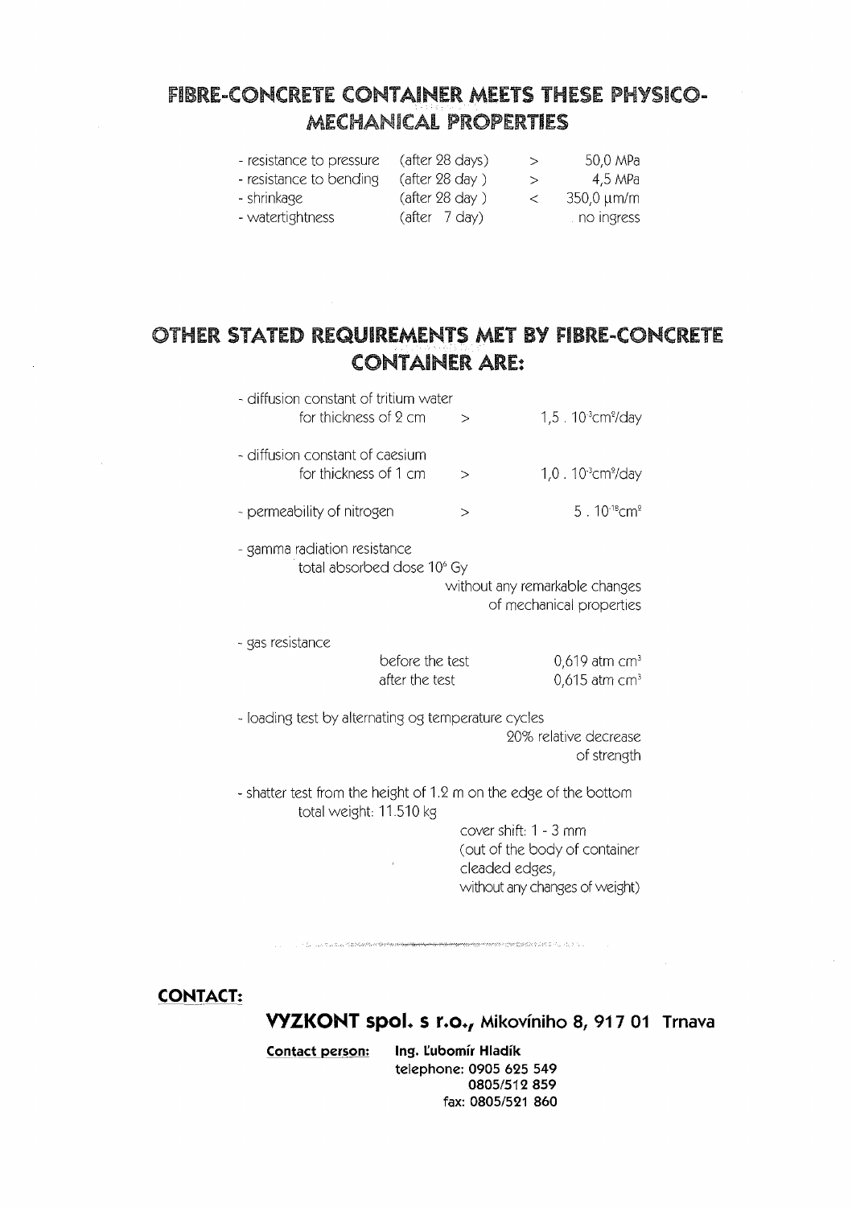## FIBRE-CONCRETE CONTAINER MEETS THESE PHYSICO-MECHANICAL PROPERTIES

| | | | |
|---|---|---|---|
| - resistance to pressure | (after 28 days) | > | 50,0 MPa |
| - resistance to bending | (after 28 day ) | > | 4,5 MPa |
| - shrinkage | (after 28 day ) | < | 350,0 μm/m |
| - watertightness | (after 7 day) | | no ingress |

## OTHER STATED REQUIREMENTS MET BY FIBRE-CONCRETE CONTAINER ARE:

- diffusion constant of tritium water for thickness of 2 cm > $1{,}5 \, . \, 10^{-3} cm^2/day$

- diffusion constant of caesium for thickness of 1 cm > $1{,}0 \, . \, 10^{-3} cm^2/day$

- permeability of nitrogen > $5 \, . \, 10^{-18} cm^2$

- gamma radiation resistance total absorbed dose $10^6$ Gy
  without any remarkable changes of mechanical properties

- gas resistance
  before the test 0,619 atm $cm^3$
  after the test 0,615 atm $cm^3$

- loading test by alternating og temperature cycles
  20% relative decrease of strength

- shatter test from the height of 1.2 m on the edge of the bottom total weight: 11.510 kg
  cover shift: 1 - 3 mm
  (out of the body of container cleaded edges,
  without any changes of weight)

**CONTACT:**

**VYZKONT spol. s r.o., Mikovíniho 8, 917 01 Trnava**

**Contact person:** **Ing. Ľubomír Hladík**
**telephone: 0905 625 549**
**0805/512 859**
**fax: 0805/521 860**